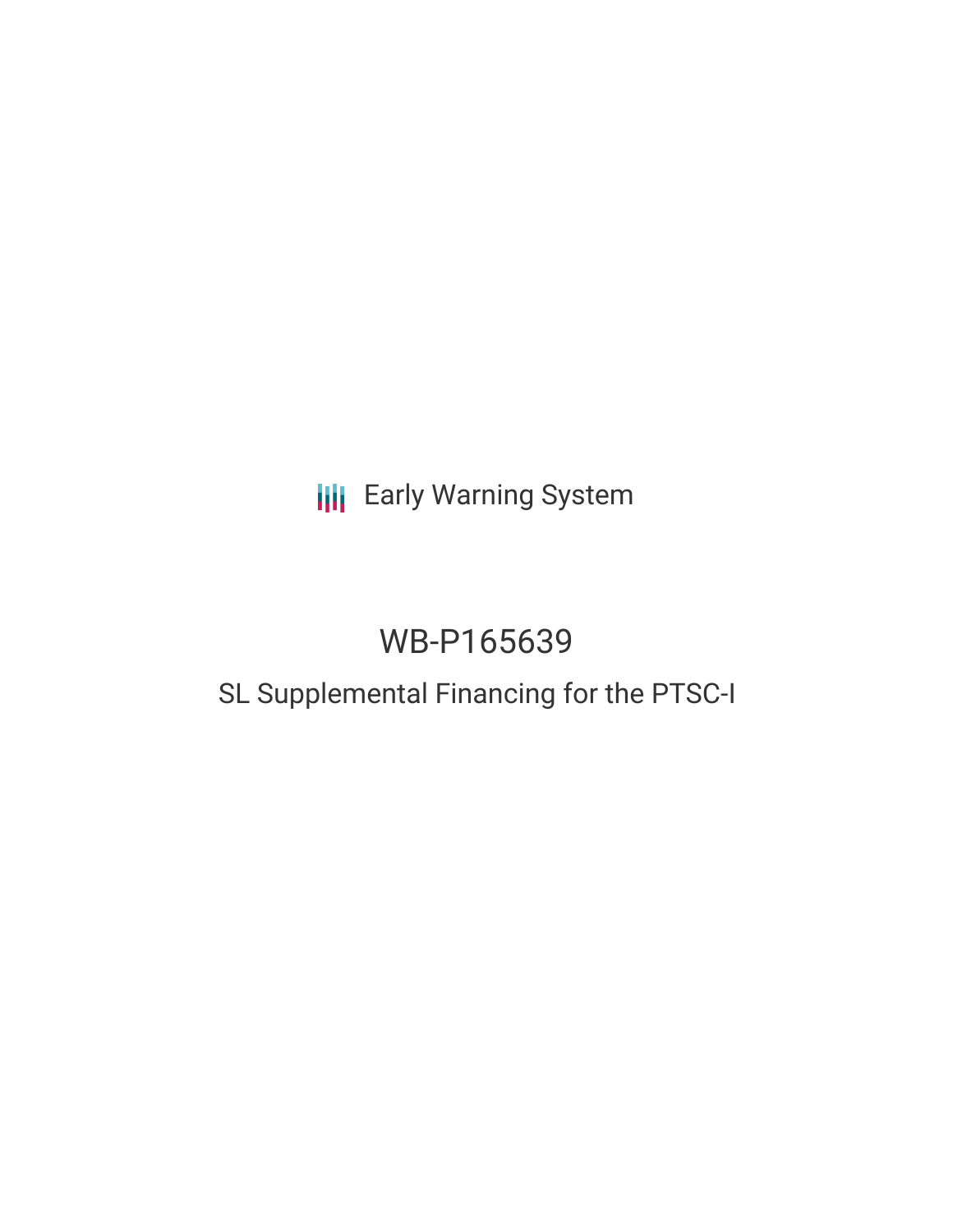Early Warning System

# WB-P165639

## SL Supplemental Financing for the PTSC-I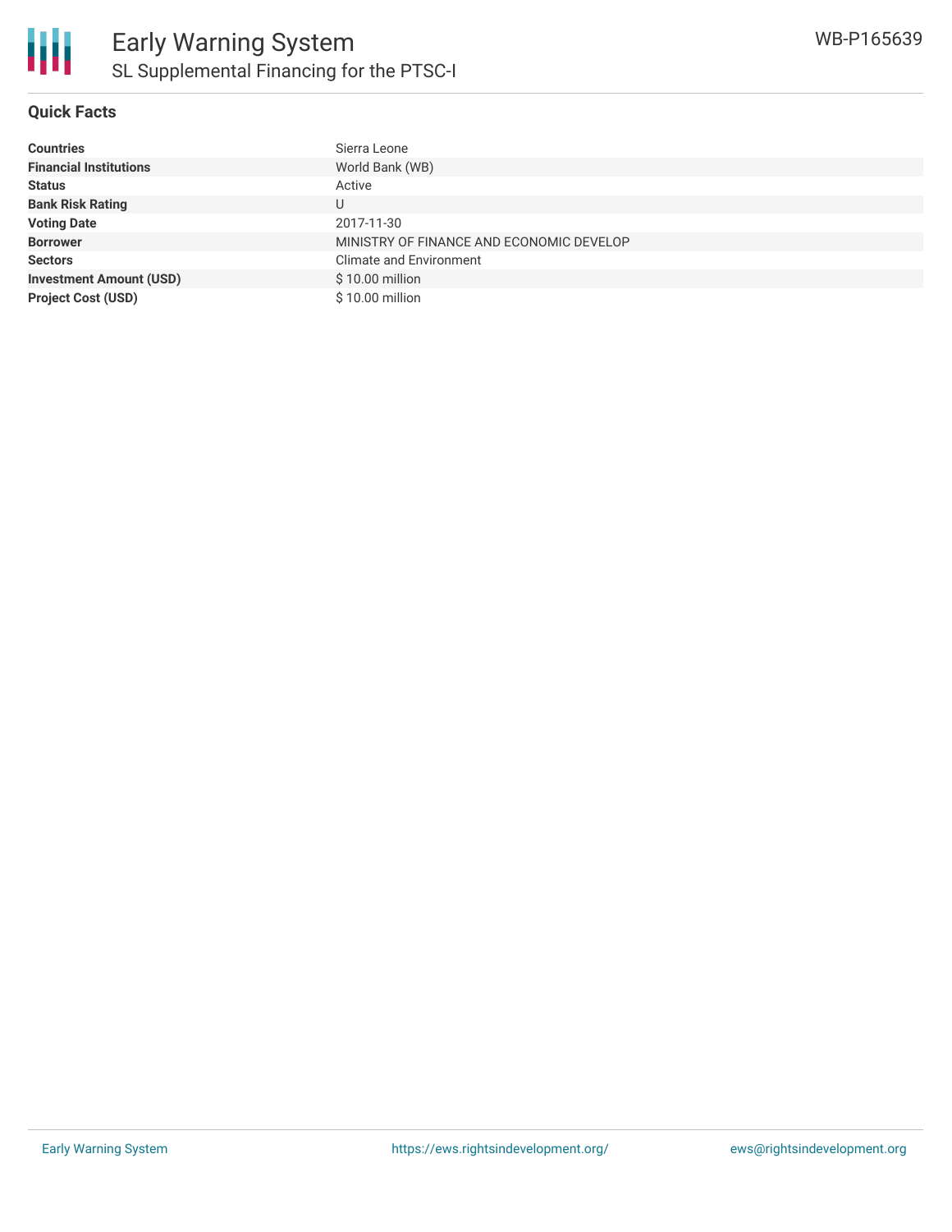# Early Warning System

## SL Supplemental Financing for the PTSC-I

WB-P165639

### Quick Facts

| | |
|---|---|
| **Countries** | Sierra Leone |
| **Financial Institutions** | World Bank (WB) |
| **Status** | Active |
| **Bank Risk Rating** | U |
| **Voting Date** | 2017-11-30 |
| **Borrower** | MINISTRY OF FINANCE AND ECONOMIC DEVELOP |
| **Sectors** | Climate and Environment |
| **Investment Amount (USD)** | $ 10.00 million |
| **Project Cost (USD)** | $ 10.00 million |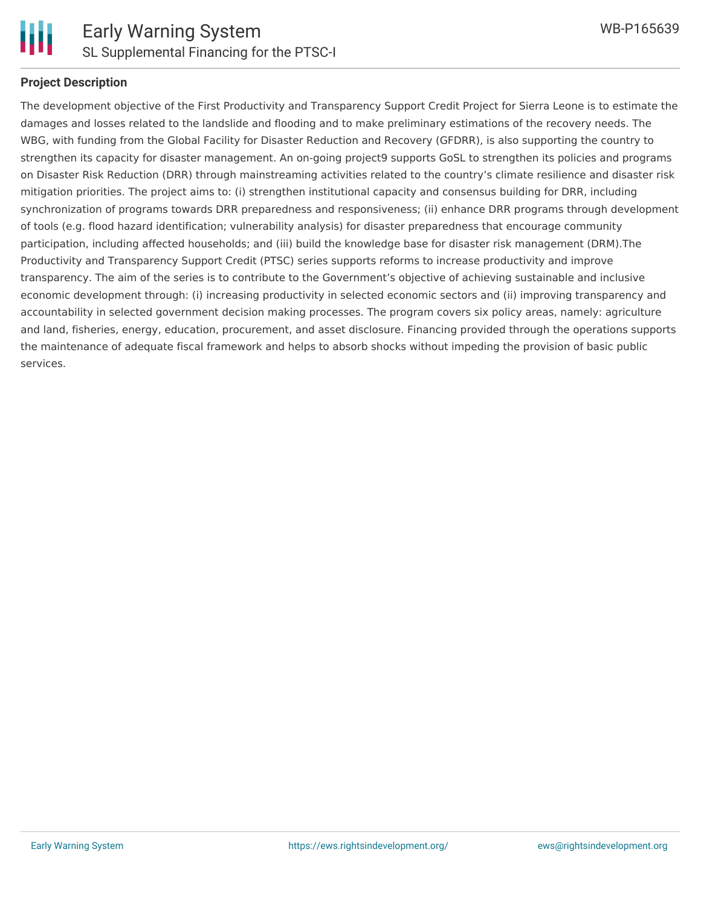## Project Description

The development objective of the First Productivity and Transparency Support Credit Project for Sierra Leone is to estimate the damages and losses related to the landslide and flooding and to make preliminary estimations of the recovery needs. The WBG, with funding from the Global Facility for Disaster Reduction and Recovery (GFDRR), is also supporting the country to strengthen its capacity for disaster management. An on-going project9 supports GoSL to strengthen its policies and programs on Disaster Risk Reduction (DRR) through mainstreaming activities related to the country's climate resilience and disaster risk mitigation priorities. The project aims to: (i) strengthen institutional capacity and consensus building for DRR, including synchronization of programs towards DRR preparedness and responsiveness; (ii) enhance DRR programs through development of tools (e.g. flood hazard identification; vulnerability analysis) for disaster preparedness that encourage community participation, including affected households; and (iii) build the knowledge base for disaster risk management (DRM).The Productivity and Transparency Support Credit (PTSC) series supports reforms to increase productivity and improve transparency. The aim of the series is to contribute to the Government's objective of achieving sustainable and inclusive economic development through: (i) increasing productivity in selected economic sectors and (ii) improving transparency and accountability in selected government decision making processes. The program covers six policy areas, namely: agriculture and land, fisheries, energy, education, procurement, and asset disclosure. Financing provided through the operations supports the maintenance of adequate fiscal framework and helps to absorb shocks without impeding the provision of basic public services.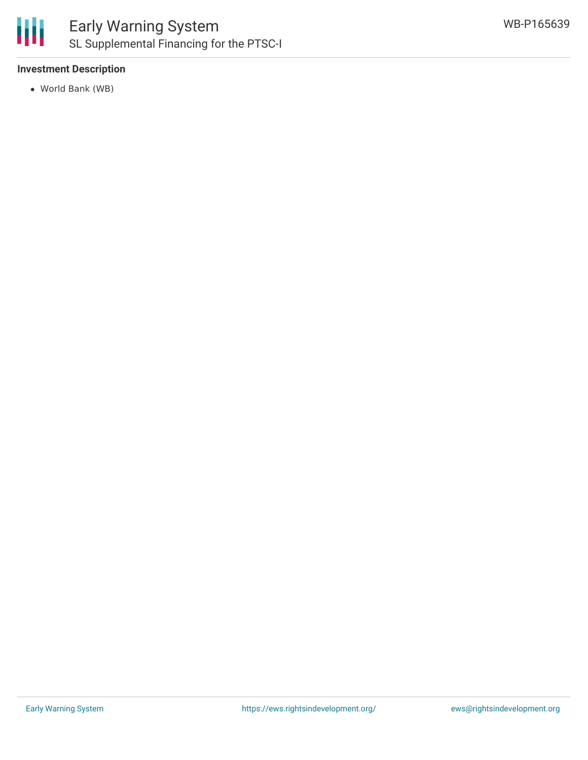### Investment Description

- World Bank (WB)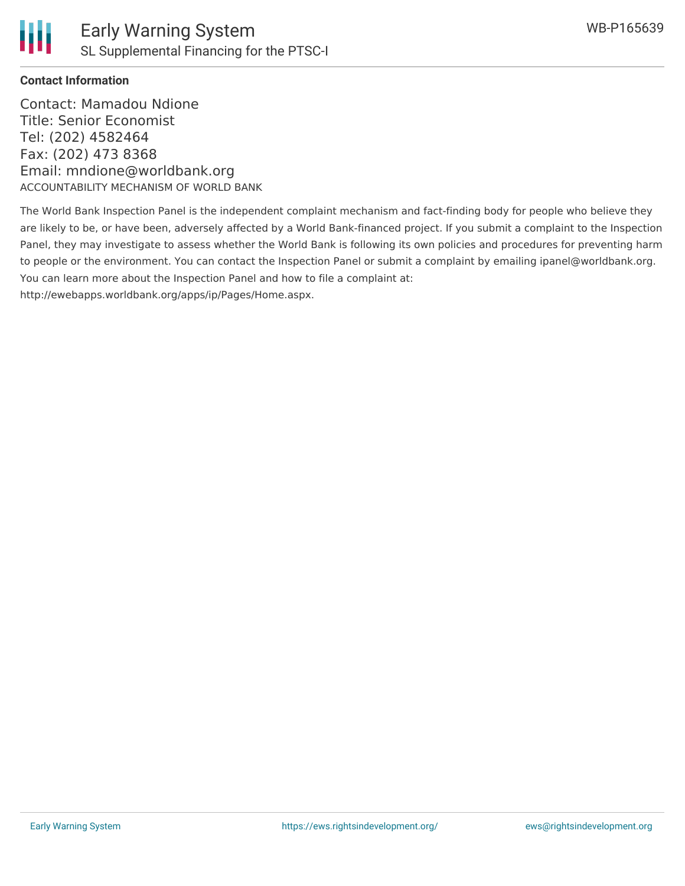**Contact Information**

Contact: Mamadou Ndione
Title: Senior Economist
Tel: (202) 4582464
Fax: (202) 473 8368
Email: mndione@worldbank.org

ACCOUNTABILITY MECHANISM OF WORLD BANK

The World Bank Inspection Panel is the independent complaint mechanism and fact-finding body for people who believe they are likely to be, or have been, adversely affected by a World Bank-financed project. If you submit a complaint to the Inspection Panel, they may investigate to assess whether the World Bank is following its own policies and procedures for preventing harm to people or the environment. You can contact the Inspection Panel or submit a complaint by emailing ipanel@worldbank.org. You can learn more about the Inspection Panel and how to file a complaint at: http://ewebapps.worldbank.org/apps/ip/Pages/Home.aspx.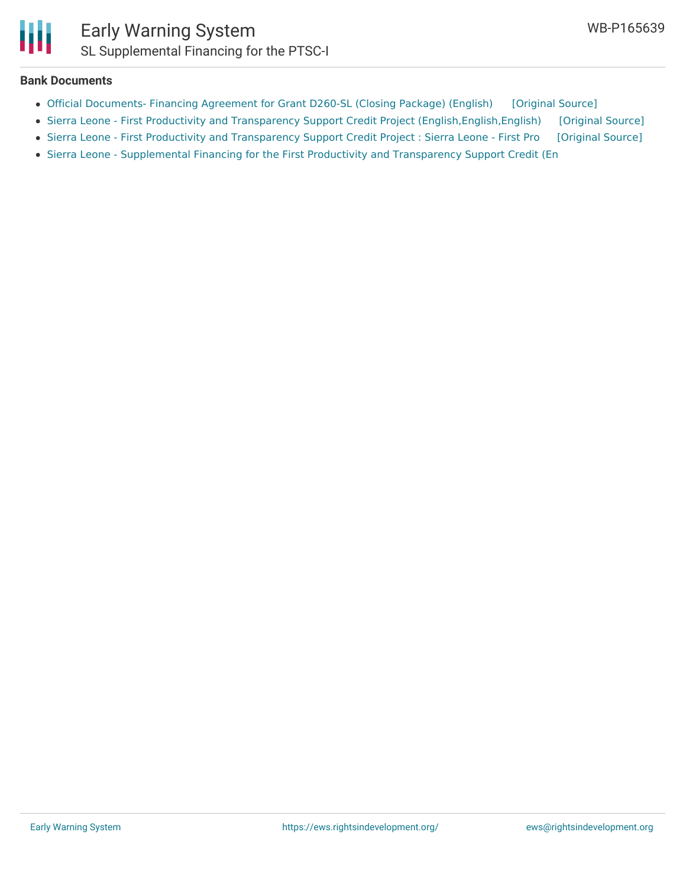### Bank Documents

- Official Documents- Financing Agreement for Grant D260-SL (Closing Package) (English) [Original Source]
- Sierra Leone - First Productivity and Transparency Support Credit Project (English,English,English) [Original Source]
- Sierra Leone - First Productivity and Transparency Support Credit Project : Sierra Leone - First Pro [Original Source]
- Sierra Leone - Supplemental Financing for the First Productivity and Transparency Support Credit (En